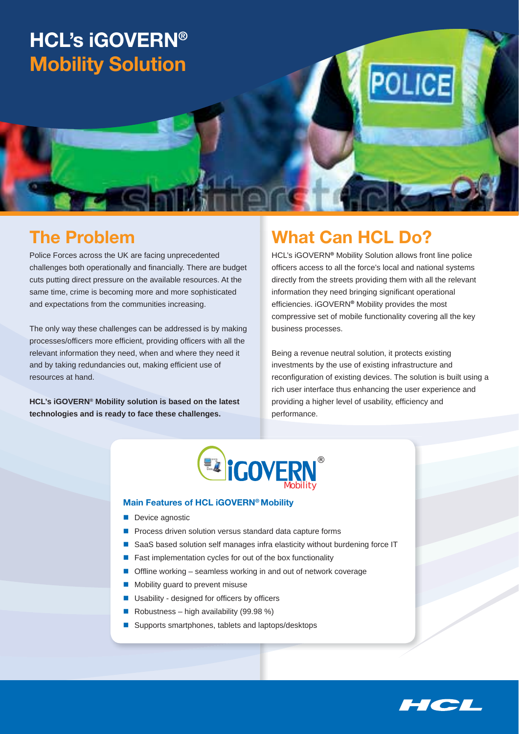# HCL's iGOVERN® Mobility Solution

## The Problem

Police Forces across the UK are facing unprecedented challenges both operationally and financially. There are budget cuts putting direct pressure on the available resources. At the same time, crime is becoming more and more sophisticated and expectations from the communities increasing.

The only way these challenges can be addressed is by making processes/officers more efficient, providing officers with all the relevant information they need, when and where they need it and by taking redundancies out, making efficient use of resources at hand.

**HCL's iGOVERN® Mobility solution is based on the latest technologies and is ready to face these challenges.**

## What Can HCL Do?

HCL's iGOVERN® Mobility Solution allows front line police officers access to all the force's local and national systems directly from the streets providing them with all the relevant information they need bringing significant operational efficiencies. iGOVERN® Mobility provides the most compressive set of mobile functionality covering all the key business processes.

Being a revenue neutral solution, it protects existing investments by the use of existing infrastructure and reconfiguration of existing devices. The solution is built using a rich user interface thus enhancing the user experience and providing a higher level of usability, efficiency and performance.

iGOVERN® Mobility

### Main Features of HCL iGOVERN® Mobility

- Device agnostic
- Process driven solution versus standard data capture forms
- SaaS based solution self manages infra elasticity without burdening force IT
- Fast implementation cycles for out of the box functionality
- Offline working – seamless working in and out of network coverage
- Mobility guard to prevent misuse
- Usability - designed for officers by officers
- Robustness – high availability (99.98 %)
- Supports smartphones, tablets and laptops/desktops

HCL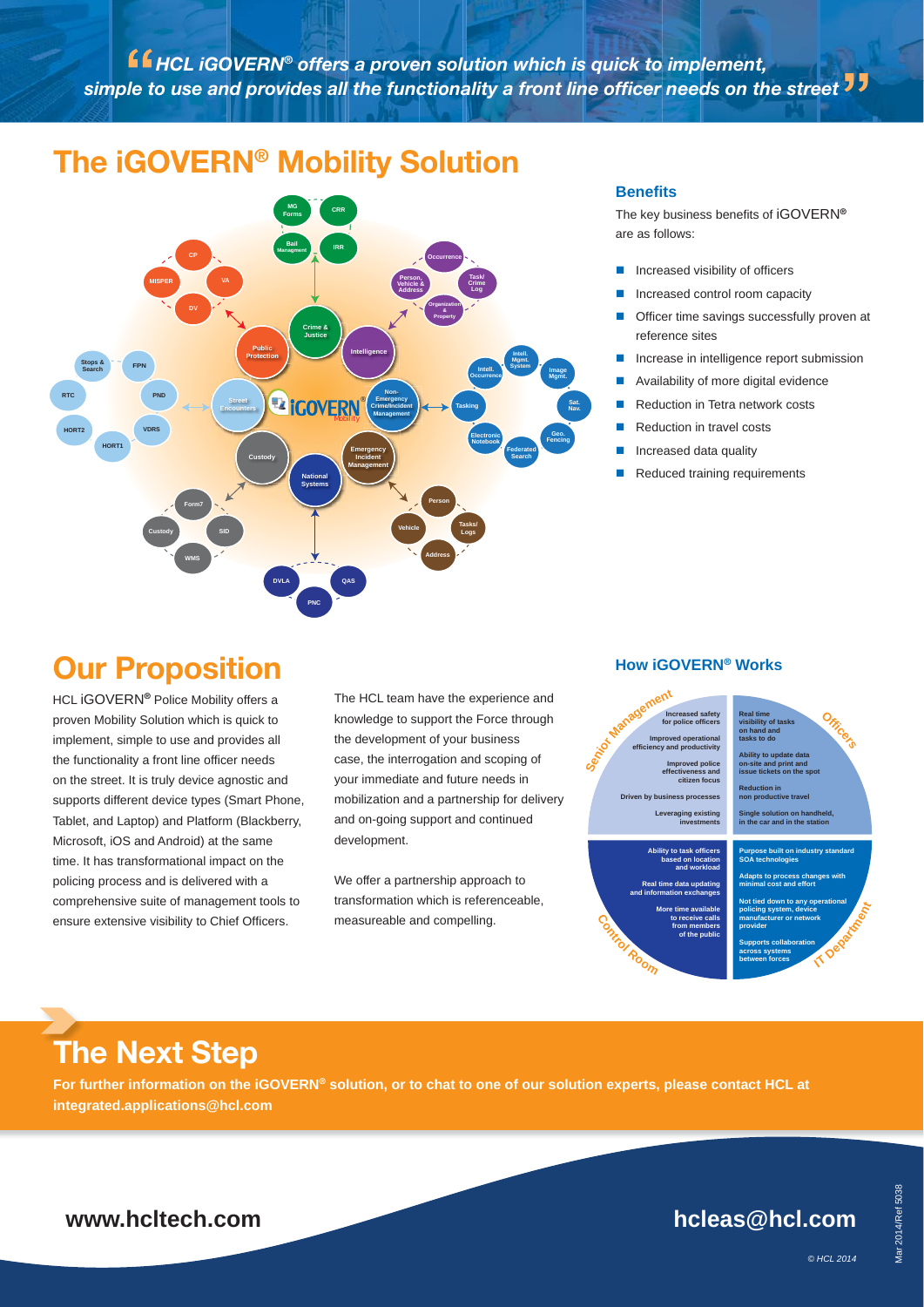*"HCL iGOVERN® offers a proven solution which is quick to implement, simple to use and provides all the functionality a front line officer needs on the street"*

# The iGOVERN® Mobility Solution

MG Forms
CRR
Bail Managment
IRR
CP
MISPER
VA
DV
Occurrence
Person, Vehicle & Address
Task/ Crime Log
Organization & Property
Crime & Justice
Public Protection
Intelligence
Intell. Mgmt. System
Intell. Occurrence
Image Mgmt.
Stops & Search
FPN
RTC
PND
Street Encounters
iGOVERN® Mobility
Non-Emergency Crime/Incident Management
Tasking
Sat. Nav.
HORT2
VDRS
HORT1
Electronic Notebook
Federated Search
Geo. Fencing
Custody
Emergency Incident Management
National Systems
Form7
Person
Custody
SID
Vehicle
Tasks/ Logs
WMS
Address
DVLA
QAS
PNC

### Benefits

The key business benefits of iGOVERN® are as follows:

- Increased visibility of officers
- Increased control room capacity
- Officer time savings successfully proven at reference sites
- Increase in intelligence report submission
- Availability of more digital evidence
- Reduction in Tetra network costs
- Reduction in travel costs
- Increased data quality
- Reduced training requirements

# Our Proposition

HCL iGOVERN® Police Mobility offers a proven Mobility Solution which is quick to implement, simple to use and provides all the functionality a front line officer needs on the street. It is truly device agnostic and supports different device types (Smart Phone, Tablet, and Laptop) and Platform (Blackberry, Microsoft, iOS and Android) at the same time. It has transformational impact on the policing process and is delivered with a comprehensive suite of management tools to ensure extensive visibility to Chief Officers.

The HCL team have the experience and knowledge to support the Force through the development of your business case, the interrogation and scoping of your immediate and future needs in mobilization and a partnership for delivery and on-going support and continued development.

We offer a partnership approach to transformation which is referenceable, measureable and compelling.

### How iGOVERN® Works

Senior Management
Increased safety for police officers
Improved operational efficiency and productivity
Improved police effectiveness and citizen focus
Driven by business processes
Leveraging existing investments

Officers
Real time visibility of tasks on hand and tasks to do
Ability to update data on-site and print and issue tickets on the spot
Reduction in non productive travel
Single solution on handheld, in the car and in the station

Control Room
Ability to task officers based on location and workload
Real time data updating and information exchanges
More time available to receive calls from members of the public

IT Department
Purpose built on industry standard SOA technologies
Adapts to process changes with minimal cost and effort
Not tied down to any operational policing system, device manufacturer or network provider
Supports collaboration across systems between forces

# The Next Step

**For further information on the iGOVERN® solution, or to chat to one of our solution experts, please contact HCL at integrated.applications@hcl.com**

**www.hcltech.com**

**hcleas@hcl.com**

© HCL 2014

Mar 2014/Ref 5038